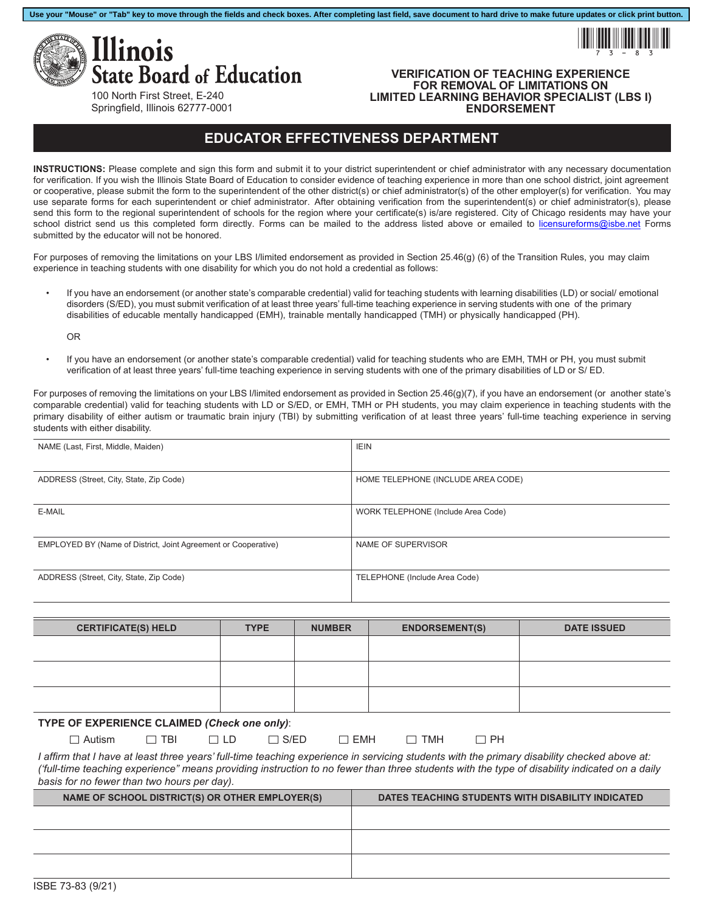Use your "Mouse" or "Tab" key to move through the fields and check boxes. After completing last field, save document to hard drive to make future updates or click print button.

# Illinois State Board of Education

100 North First Street, E-240
Springfield, Illinois 62777-0001

73-83

## VERIFICATION OF TEACHING EXPERIENCE FOR REMOVAL OF LIMITATIONS ON LIMITED LEARNING BEHAVIOR SPECIALIST (LBS I) ENDORSEMENT

## EDUCATOR EFFECTIVENESS DEPARTMENT

**INSTRUCTIONS:** Please complete and sign this form and submit it to your district superintendent or chief administrator with any necessary documentation for verification. If you wish the Illinois State Board of Education to consider evidence of teaching experience in more than one school district, joint agreement or cooperative, please submit the form to the superintendent of the other district(s) or chief administrator(s) of the other employer(s) for verification. You may use separate forms for each superintendent or chief administrator. After obtaining verification from the superintendent(s) or chief administrator(s), please send this form to the regional superintendent of schools for the region where your certificate(s) is/are registered. City of Chicago residents may have your school district send us this completed form directly. Forms can be mailed to the address listed above or emailed to licensureforms@isbe.net Forms submitted by the educator will not be honored.

For purposes of removing the limitations on your LBS I/limited endorsement as provided in Section 25.46(g) (6) of the Transition Rules, you may claim experience in teaching students with one disability for which you do not hold a credential as follows:

- If you have an endorsement (or another state's comparable credential) valid for teaching students with learning disabilities (LD) or social/ emotional disorders (S/ED), you must submit verification of at least three years' full-time teaching experience in serving students with one of the primary disabilities of educable mentally handicapped (EMH), trainable mentally handicapped (TMH) or physically handicapped (PH).

OR

- If you have an endorsement (or another state's comparable credential) valid for teaching students who are EMH, TMH or PH, you must submit verification of at least three years' full-time teaching experience in serving students with one of the primary disabilities of LD or S/ ED.

For purposes of removing the limitations on your LBS I/limited endorsement as provided in Section 25.46(g)(7), if you have an endorsement (or another state's comparable credential) valid for teaching students with LD or S/ED, or EMH, TMH or PH students, you may claim experience in teaching students with the primary disability of either autism or traumatic brain injury (TBI) by submitting verification of at least three years' full-time teaching experience in serving students with either disability.

| | |
|---|---|
| NAME (Last, First, Middle, Maiden) | IEIN |
| ADDRESS (Street, City, State, Zip Code) | HOME TELEPHONE (INCLUDE AREA CODE) |
| E-MAIL | WORK TELEPHONE (Include Area Code) |
| EMPLOYED BY (Name of District, Joint Agreement or Cooperative) | NAME OF SUPERVISOR |
| ADDRESS (Street, City, State, Zip Code) | TELEPHONE (Include Area Code) |

| CERTIFICATE(S) HELD | TYPE | NUMBER | ENDORSEMENT(S) | DATE ISSUED |
|---|---|---|---|---|
| | | | | |
| | | | | |
| | | | | |

**TYPE OF EXPERIENCE CLAIMED** ***(Check one only)***:

☐ Autism ☐ TBI ☐ LD ☐ S/ED ☐ EMH ☐ TMH ☐ PH

*I affirm that I have at least three years' full-time teaching experience in servicing students with the primary disability checked above at: ('full-time teaching experience" means providing instruction to no fewer than three students with the type of disability indicated on a daily basis for no fewer than two hours per day).*

| NAME OF SCHOOL DISTRICT(S) OR OTHER EMPLOYER(S) | DATES TEACHING STUDENTS WITH DISABILITY INDICATED |
|---|---|
| | |
| | |
| | |

ISBE 73-83 (9/21)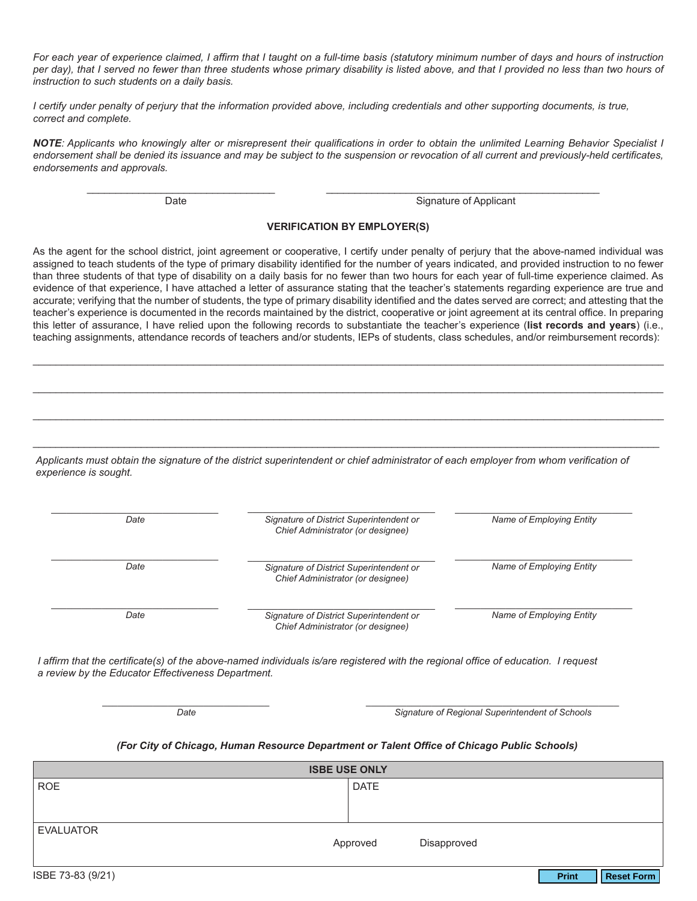*For each year of experience claimed, I affirm that I taught on a full-time basis (statutory minimum number of days and hours of instruction per day), that I served no fewer than three students whose primary disability is listed above, and that I provided no less than two hours of instruction to such students on a daily basis.*

*I certify under penalty of perjury that the information provided above, including credentials and other supporting documents, is true, correct and complete.*

***NOTE**: Applicants who knowingly alter or misrepresent their qualifications in order to obtain the unlimited Learning Behavior Specialist I endorsement shall be denied its issuance and may be subject to the suspension or revocation of all current and previously-held certificates, endorsements and approvals.*

| | |
|---|---|
| ______________________________ | ______________________________________________ |
| Date | Signature of Applicant |

### VERIFICATION BY EMPLOYER(S)

As the agent for the school district, joint agreement or cooperative, I certify under penalty of perjury that the above-named individual was assigned to teach students of the type of primary disability identified for the number of years indicated, and provided instruction to no fewer than three students of that type of disability on a daily basis for no fewer than two hours for each year of full-time experience claimed. As evidence of that experience, I have attached a letter of assurance stating that the teacher's statements regarding experience are true and accurate; verifying that the number of students, the type of primary disability identified and the dates served are correct; and attesting that the teacher's experience is documented in the records maintained by the district, cooperative or joint agreement at its central office. In preparing this letter of assurance, I have relied upon the following records to substantiate the teacher's experience (**list records and years**) (i.e., teaching assignments, attendance records of teachers and/or students, IEPs of students, class schedules, and/or reimbursement records):

______________________________________________________________________________________________

______________________________________________________________________________________________

______________________________________________________________________________________________

______________________________________________________________________________________________

*Applicants must obtain the signature of the district superintendent or chief administrator of each employer from whom verification of experience is sought.*

| | | |
|---|---|---|
| ____________________ | ____________________ | ____________________ |
| *Date* | *Signature of District Superintendent or Chief Administrator (or designee)* | *Name of Employing Entity* |
| ____________________ | ____________________ | ____________________ |
| *Date* | *Signature of District Superintendent or Chief Administrator (or designee)* | *Name of Employing Entity* |
| ____________________ | ____________________ | ____________________ |
| *Date* | *Signature of District Superintendent or Chief Administrator (or designee)* | *Name of Employing Entity* |

*I affirm that the certificate(s) of the above-named individuals is/are registered with the regional office of education. I request a review by the Educator Effectiveness Department.*

| | |
|---|---|
| ____________________ | ______________________________ |
| *Date* | *Signature of Regional Superintendent of Schools* |

***(For City of Chicago, Human Resource Department or Talent Office of Chicago Public Schools)***

| **ISBE USE ONLY** | |
|---|---|
| ROE | DATE |
| EVALUATOR | Approved Disapproved |

ISBE 73-83 (9/21)